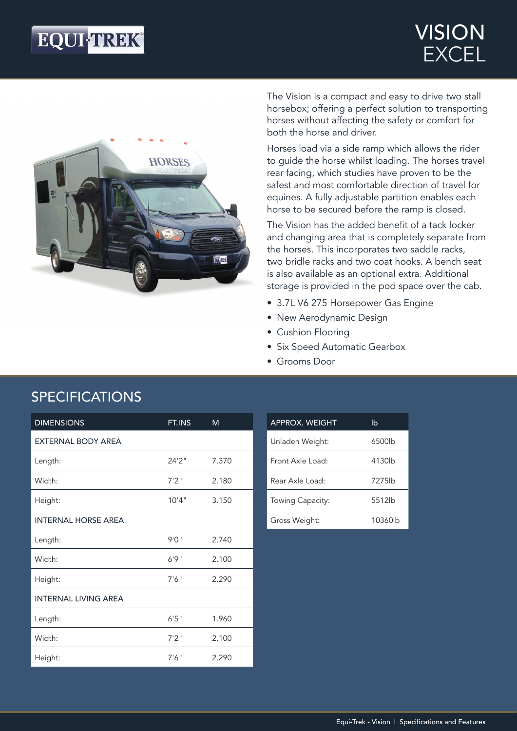EQUI-TREK

# VISION EXCEL

The Vision is a compact and easy to drive two stall horsebox; offering a perfect solution to transporting horses without affecting the safety or comfort for both the horse and driver.

Horses load via a side ramp which allows the rider to guide the horse whilst loading. The horses travel rear facing, which studies have proven to be the safest and most comfortable direction of travel for equines. A fully adjustable partition enables each horse to be secured before the ramp is closed.

The Vision has the added benefit of a tack locker and changing area that is completely separate from the horses. This incorporates two saddle racks, two bridle racks and two coat hooks. A bench seat is also available as an optional extra. Additional storage is provided in the pod space over the cab.

- 3.7L V6 275 Horsepower Gas Engine
- New Aerodynamic Design
- Cushion Flooring
- Six Speed Automatic Gearbox
- Grooms Door

## SPECIFICATIONS

| DIMENSIONS | FT.INS | M |
|---|---|---|
| EXTERNAL BODY AREA | | |
| Length: | 24'2" | 7.370 |
| Width: | 7'2" | 2.180 |
| Height: | 10'4" | 3.150 |
| INTERNAL HORSE AREA | | |
| Length: | 9'0" | 2.740 |
| Width: | 6'9" | 2.100 |
| Height: | 7'6" | 2.290 |
| INTERNAL LIVING AREA | | |
| Length: | 6'5" | 1.960 |
| Width: | 7'2" | 2.100 |
| Height: | 7'6" | 2.290 |

| APPROX. WEIGHT | lb |
|---|---|
| Unladen Weight: | 6500lb |
| Front Axle Load: | 4130lb |
| Rear Axle Load: | 7275lb |
| Towing Capacity: | 5512lb |
| Gross Weight: | 10360lb |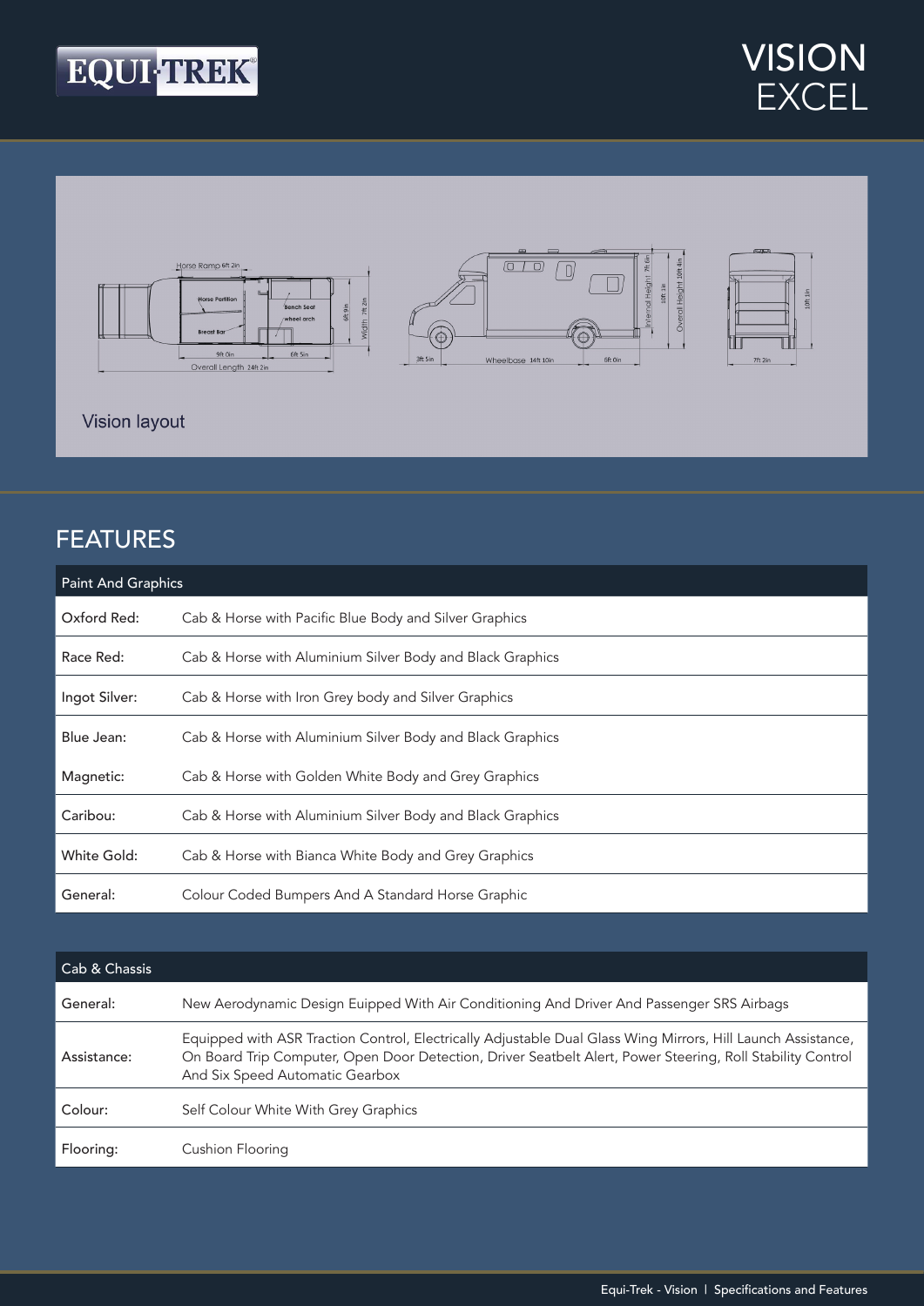# VISION EXCEL

Vision layout

## FEATURES

| Paint And Graphics | |
|---|---|
| Oxford Red: | Cab & Horse with Pacific Blue Body and Silver Graphics |
| Race Red: | Cab & Horse with Aluminium Silver Body and Black Graphics |
| Ingot Silver: | Cab & Horse with Iron Grey body and Silver Graphics |
| Blue Jean: | Cab & Horse with Aluminium Silver Body and Black Graphics |
| Magnetic: | Cab & Horse with Golden White Body and Grey Graphics |
| Caribou: | Cab & Horse with Aluminium Silver Body and Black Graphics |
| White Gold: | Cab & Horse with Bianca White Body and Grey Graphics |
| General: | Colour Coded Bumpers And A Standard Horse Graphic |

| Cab & Chassis | |
|---|---|
| General: | New Aerodynamic Design Euipped With Air Conditioning And Driver And Passenger SRS Airbags |
| Assistance: | Equipped with ASR Traction Control, Electrically Adjustable Dual Glass Wing Mirrors, Hill Launch Assistance, On Board Trip Computer, Open Door Detection, Driver Seatbelt Alert, Power Steering, Roll Stability Control And Six Speed Automatic Gearbox |
| Colour: | Self Colour White With Grey Graphics |
| Flooring: | Cushion Flooring |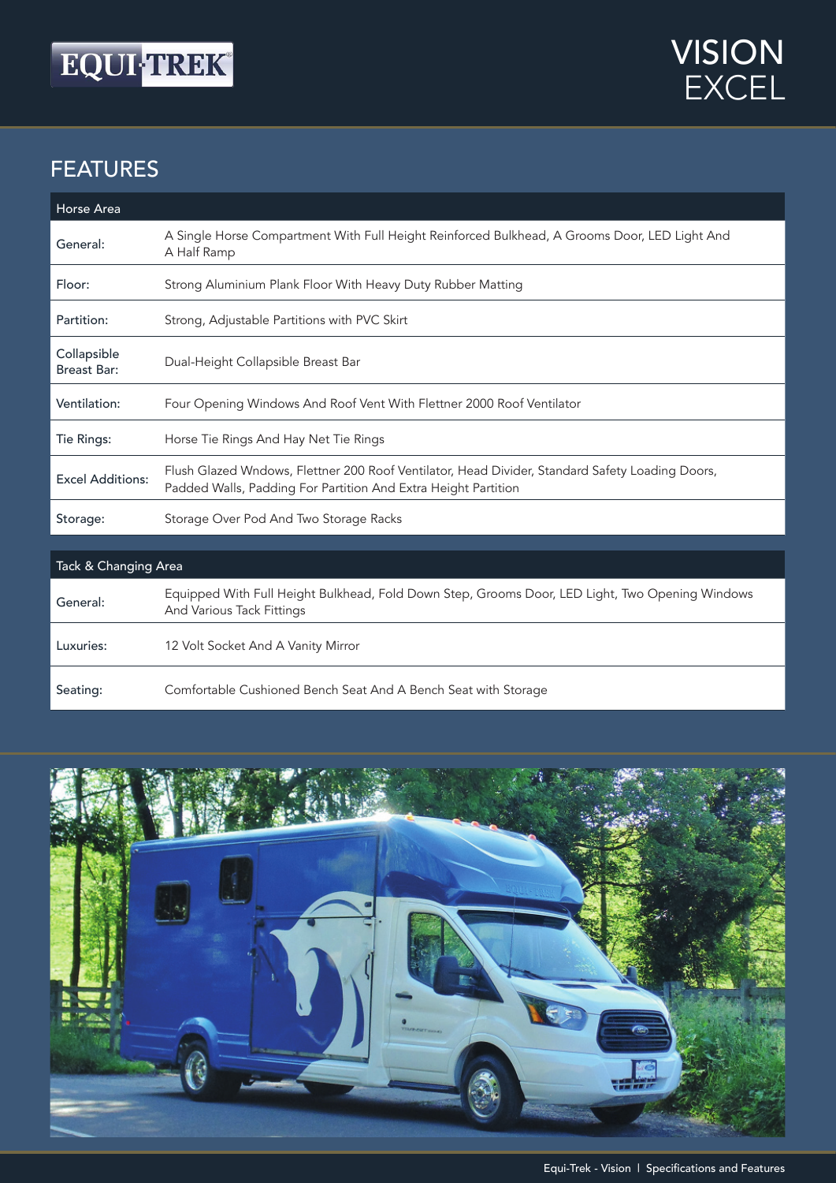EQUI·TREK

# VISION EXCEL

## FEATURES

| Horse Area | |
|---|---|
| General: | A Single Horse Compartment With Full Height Reinforced Bulkhead, A Grooms Door, LED Light And A Half Ramp |
| Floor: | Strong Aluminium Plank Floor With Heavy Duty Rubber Matting |
| Partition: | Strong, Adjustable Partitions with PVC Skirt |
| Collapsible Breast Bar: | Dual-Height Collapsible Breast Bar |
| Ventilation: | Four Opening Windows And Roof Vent With Flettner 2000 Roof Ventilator |
| Tie Rings: | Horse Tie Rings And Hay Net Tie Rings |
| Excel Additions: | Flush Glazed Wndows, Flettner 200 Roof Ventilator, Head Divider, Standard Safety Loading Doors, Padded Walls, Padding For Partition And Extra Height Partition |
| Storage: | Storage Over Pod And Two Storage Racks |

| Tack & Changing Area | |
|---|---|
| General: | Equipped With Full Height Bulkhead, Fold Down Step, Grooms Door, LED Light, Two Opening Windows And Various Tack Fittings |
| Luxuries: | 12 Volt Socket And A Vanity Mirror |
| Seating: | Comfortable Cushioned Bench Seat And A Bench Seat with Storage |